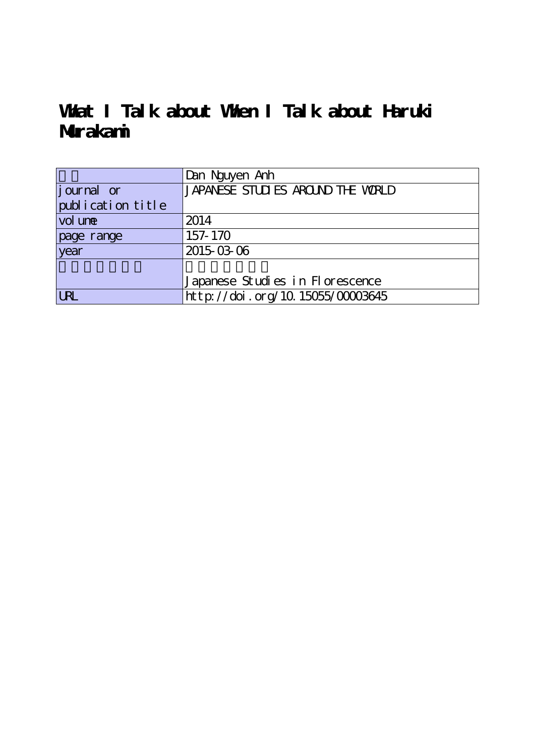# What I Talk about When I Talk about Haruki Murakami

| | |
|---|---|
| 著者 | Dan Nguyen Anh |
| journal or publication title | JAPANESE STUDIES AROUND THE WORLD |
| volume | 2014 |
| page range | 157-170 |
| year | 2015-03-06 |
| その他のタイトル | 開花する日本研究<br>Japanese Studies in Florescence |
| URL | http://doi.org/10.15055/00003645 |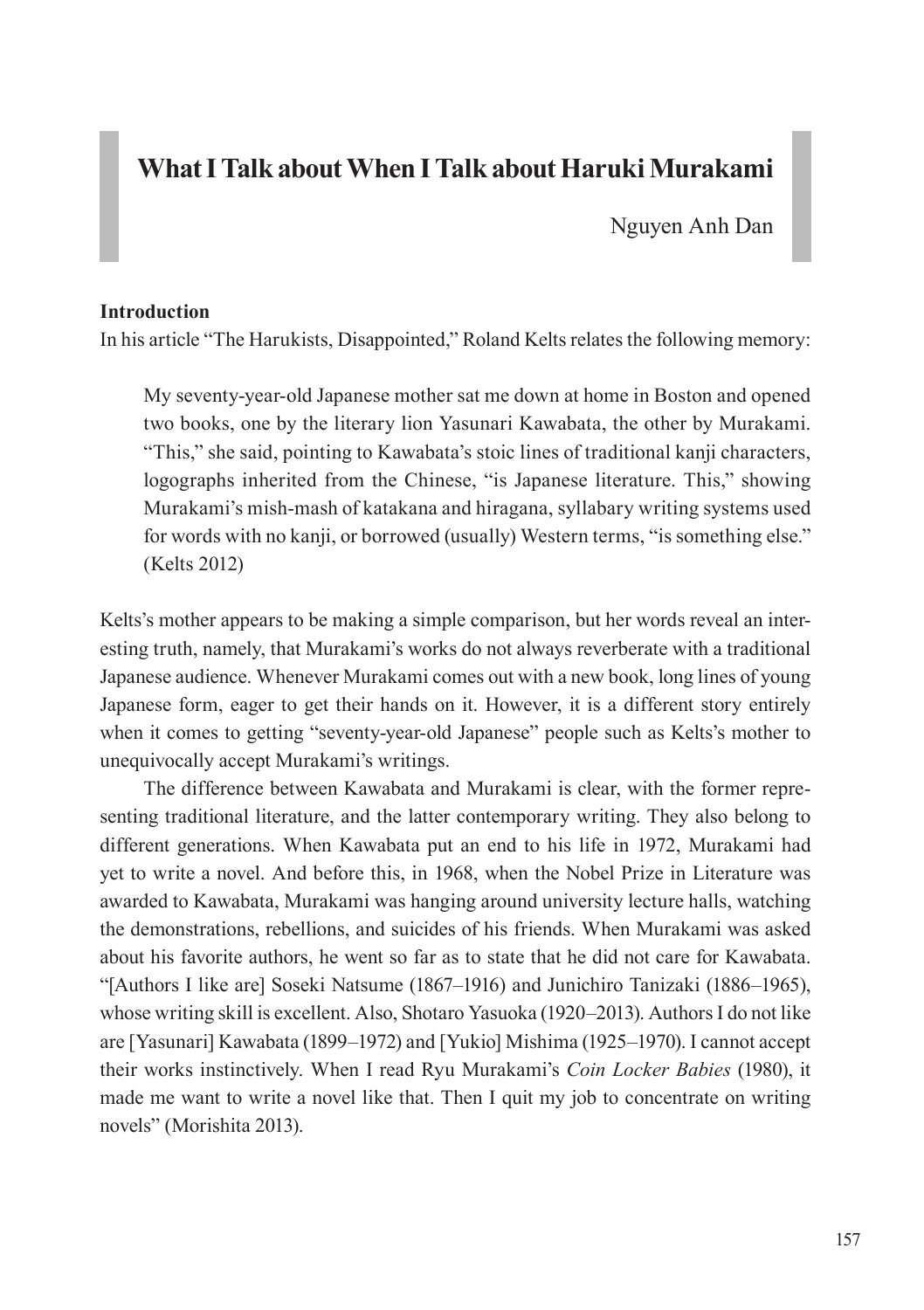# What I Talk about When I Talk about Haruki Murakami

Nguyen Anh Dan

### Introduction

In his article "The Harukists, Disappointed," Roland Kelts relates the following memory:

> My seventy-year-old Japanese mother sat me down at home in Boston and opened two books, one by the literary lion Yasunari Kawabata, the other by Murakami. "This," she said, pointing to Kawabata's stoic lines of traditional kanji characters, logographs inherited from the Chinese, "is Japanese literature. This," showing Murakami's mish-mash of katakana and hiragana, syllabary writing systems used for words with no kanji, or borrowed (usually) Western terms, "is something else." (Kelts 2012)

Kelts's mother appears to be making a simple comparison, but her words reveal an interesting truth, namely, that Murakami's works do not always reverberate with a traditional Japanese audience. Whenever Murakami comes out with a new book, long lines of young Japanese form, eager to get their hands on it. However, it is a different story entirely when it comes to getting "seventy-year-old Japanese" people such as Kelts's mother to unequivocally accept Murakami's writings.

The difference between Kawabata and Murakami is clear, with the former representing traditional literature, and the latter contemporary writing. They also belong to different generations. When Kawabata put an end to his life in 1972, Murakami had yet to write a novel. And before this, in 1968, when the Nobel Prize in Literature was awarded to Kawabata, Murakami was hanging around university lecture halls, watching the demonstrations, rebellions, and suicides of his friends. When Murakami was asked about his favorite authors, he went so far as to state that he did not care for Kawabata. "[Authors I like are] Soseki Natsume (1867–1916) and Junichiro Tanizaki (1886–1965), whose writing skill is excellent. Also, Shotaro Yasuoka (1920–2013). Authors I do not like are [Yasunari] Kawabata (1899–1972) and [Yukio] Mishima (1925–1970). I cannot accept their works instinctively. When I read Ryu Murakami's *Coin Locker Babies* (1980), it made me want to write a novel like that. Then I quit my job to concentrate on writing novels" (Morishita 2013).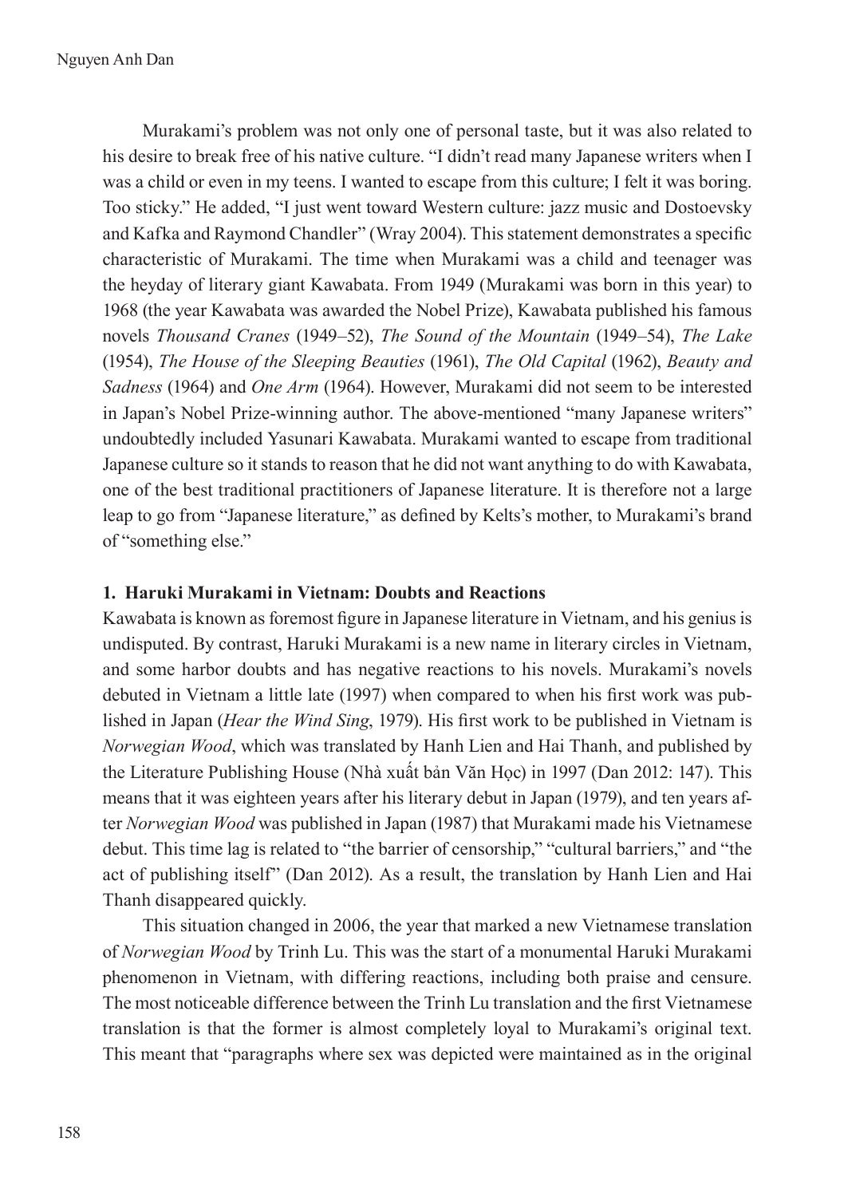Murakami's problem was not only one of personal taste, but it was also related to his desire to break free of his native culture. "I didn't read many Japanese writers when I was a child or even in my teens. I wanted to escape from this culture; I felt it was boring. Too sticky." He added, "I just went toward Western culture: jazz music and Dostoevsky and Kafka and Raymond Chandler" (Wray 2004). This statement demonstrates a specific characteristic of Murakami. The time when Murakami was a child and teenager was the heyday of literary giant Kawabata. From 1949 (Murakami was born in this year) to 1968 (the year Kawabata was awarded the Nobel Prize), Kawabata published his famous novels *Thousand Cranes* (1949–52), *The Sound of the Mountain* (1949–54), *The Lake* (1954), *The House of the Sleeping Beauties* (1961), *The Old Capital* (1962), *Beauty and Sadness* (1964) and *One Arm* (1964). However, Murakami did not seem to be interested in Japan's Nobel Prize-winning author. The above-mentioned "many Japanese writers" undoubtedly included Yasunari Kawabata. Murakami wanted to escape from traditional Japanese culture so it stands to reason that he did not want anything to do with Kawabata, one of the best traditional practitioners of Japanese literature. It is therefore not a large leap to go from "Japanese literature," as defined by Kelts's mother, to Murakami's brand of "something else."

## 1. Haruki Murakami in Vietnam: Doubts and Reactions

Kawabata is known as foremost figure in Japanese literature in Vietnam, and his genius is undisputed. By contrast, Haruki Murakami is a new name in literary circles in Vietnam, and some harbor doubts and has negative reactions to his novels. Murakami's novels debuted in Vietnam a little late (1997) when compared to when his first work was published in Japan (*Hear the Wind Sing*, 1979). His first work to be published in Vietnam is *Norwegian Wood*, which was translated by Hanh Lien and Hai Thanh, and published by the Literature Publishing House (Nhà xuất bản Văn Học) in 1997 (Dan 2012: 147). This means that it was eighteen years after his literary debut in Japan (1979), and ten years after *Norwegian Wood* was published in Japan (1987) that Murakami made his Vietnamese debut. This time lag is related to "the barrier of censorship," "cultural barriers," and "the act of publishing itself" (Dan 2012). As a result, the translation by Hanh Lien and Hai Thanh disappeared quickly.

This situation changed in 2006, the year that marked a new Vietnamese translation of *Norwegian Wood* by Trinh Lu. This was the start of a monumental Haruki Murakami phenomenon in Vietnam, with differing reactions, including both praise and censure. The most noticeable difference between the Trinh Lu translation and the first Vietnamese translation is that the former is almost completely loyal to Murakami's original text. This meant that "paragraphs where sex was depicted were maintained as in the original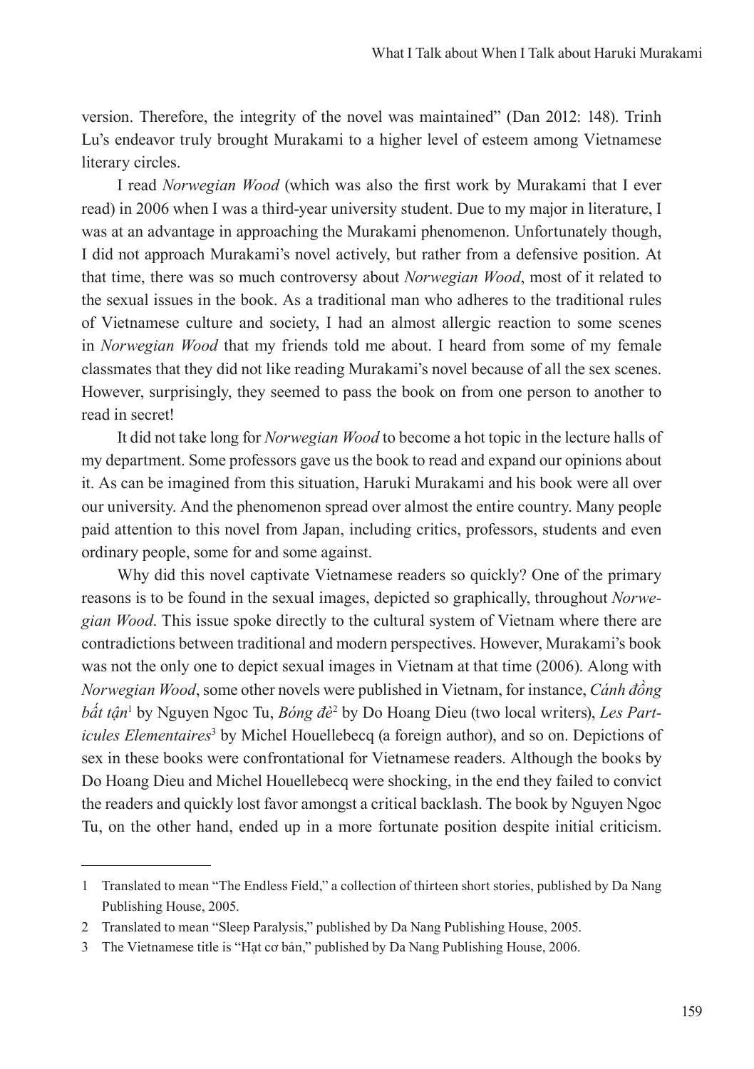version. Therefore, the integrity of the novel was maintained" (Dan 2012: 148). Trinh Lu's endeavor truly brought Murakami to a higher level of esteem among Vietnamese literary circles.

I read *Norwegian Wood* (which was also the first work by Murakami that I ever read) in 2006 when I was a third-year university student. Due to my major in literature, I was at an advantage in approaching the Murakami phenomenon. Unfortunately though, I did not approach Murakami's novel actively, but rather from a defensive position. At that time, there was so much controversy about *Norwegian Wood*, most of it related to the sexual issues in the book. As a traditional man who adheres to the traditional rules of Vietnamese culture and society, I had an almost allergic reaction to some scenes in *Norwegian Wood* that my friends told me about. I heard from some of my female classmates that they did not like reading Murakami's novel because of all the sex scenes. However, surprisingly, they seemed to pass the book on from one person to another to read in secret!

It did not take long for *Norwegian Wood* to become a hot topic in the lecture halls of my department. Some professors gave us the book to read and expand our opinions about it. As can be imagined from this situation, Haruki Murakami and his book were all over our university. And the phenomenon spread over almost the entire country. Many people paid attention to this novel from Japan, including critics, professors, students and even ordinary people, some for and some against.

Why did this novel captivate Vietnamese readers so quickly? One of the primary reasons is to be found in the sexual images, depicted so graphically, throughout *Norwegian Wood*. This issue spoke directly to the cultural system of Vietnam where there are contradictions between traditional and modern perspectives. However, Murakami's book was not the only one to depict sexual images in Vietnam at that time (2006). Along with *Norwegian Wood*, some other novels were published in Vietnam, for instance, *Cánh đồng bất tận*[1] by Nguyen Ngoc Tu, *Bóng đè*[2] by Do Hoang Dieu (two local writers), *Les Particules Elementaires*[3] by Michel Houellebecq (a foreign author), and so on. Depictions of sex in these books were confrontational for Vietnamese readers. Although the books by Do Hoang Dieu and Michel Houellebecq were shocking, in the end they failed to convict the readers and quickly lost favor amongst a critical backlash. The book by Nguyen Ngoc Tu, on the other hand, ended up in a more fortunate position despite initial criticism.

---

1 Translated to mean "The Endless Field," a collection of thirteen short stories, published by Da Nang Publishing House, 2005.

2 Translated to mean "Sleep Paralysis," published by Da Nang Publishing House, 2005.

3 The Vietnamese title is "Hạt cơ bản," published by Da Nang Publishing House, 2006.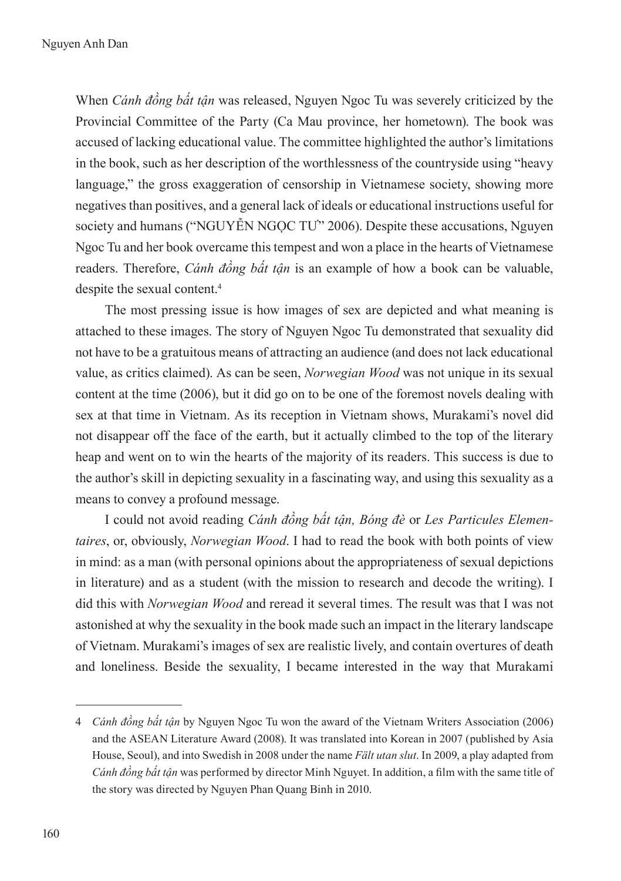When *Cánh đồng bất tận* was released, Nguyen Ngoc Tu was severely criticized by the Provincial Committee of the Party (Ca Mau province, her hometown). The book was accused of lacking educational value. The committee highlighted the author's limitations in the book, such as her description of the worthlessness of the countryside using "heavy language," the gross exaggeration of censorship in Vietnamese society, showing more negatives than positives, and a general lack of ideals or educational instructions useful for society and humans ("NGUYỄN NGỌC TƯ" 2006). Despite these accusations, Nguyen Ngoc Tu and her book overcame this tempest and won a place in the hearts of Vietnamese readers. Therefore, *Cánh đồng bất tận* is an example of how a book can be valuable, despite the sexual content.[4]

The most pressing issue is how images of sex are depicted and what meaning is attached to these images. The story of Nguyen Ngoc Tu demonstrated that sexuality did not have to be a gratuitous means of attracting an audience (and does not lack educational value, as critics claimed). As can be seen, *Norwegian Wood* was not unique in its sexual content at the time (2006), but it did go on to be one of the foremost novels dealing with sex at that time in Vietnam. As its reception in Vietnam shows, Murakami's novel did not disappear off the face of the earth, but it actually climbed to the top of the literary heap and went on to win the hearts of the majority of its readers. This success is due to the author's skill in depicting sexuality in a fascinating way, and using this sexuality as a means to convey a profound message.

I could not avoid reading *Cánh đồng bất tận, Bóng đè* or *Les Particules Elementaires*, or, obviously, *Norwegian Wood*. I had to read the book with both points of view in mind: as a man (with personal opinions about the appropriateness of sexual depictions in literature) and as a student (with the mission to research and decode the writing). I did this with *Norwegian Wood* and reread it several times. The result was that I was not astonished at why the sexuality in the book made such an impact in the literary landscape of Vietnam. Murakami's images of sex are realistic lively, and contain overtures of death and loneliness. Beside the sexuality, I became interested in the way that Murakami

---

4 *Cánh đồng bất tận* by Nguyen Ngoc Tu won the award of the Vietnam Writers Association (2006) and the ASEAN Literature Award (2008). It was translated into Korean in 2007 (published by Asia House, Seoul), and into Swedish in 2008 under the name *Fält utan slut*. In 2009, a play adapted from *Cánh đồng bất tận* was performed by director Minh Nguyet. In addition, a film with the same title of the story was directed by Nguyen Phan Quang Binh in 2010.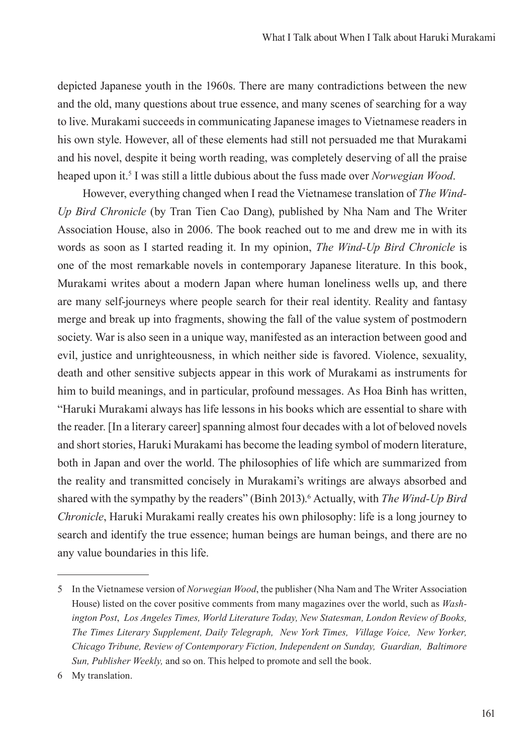depicted Japanese youth in the 1960s. There are many contradictions between the new and the old, many questions about true essence, and many scenes of searching for a way to live. Murakami succeeds in communicating Japanese images to Vietnamese readers in his own style. However, all of these elements had still not persuaded me that Murakami and his novel, despite it being worth reading, was completely deserving of all the praise heaped upon it.[5] I was still a little dubious about the fuss made over *Norwegian Wood*.

However, everything changed when I read the Vietnamese translation of *The Wind-Up Bird Chronicle* (by Tran Tien Cao Dang), published by Nha Nam and The Writer Association House, also in 2006. The book reached out to me and drew me in with its words as soon as I started reading it. In my opinion, *The Wind-Up Bird Chronicle* is one of the most remarkable novels in contemporary Japanese literature. In this book, Murakami writes about a modern Japan where human loneliness wells up, and there are many self-journeys where people search for their real identity. Reality and fantasy merge and break up into fragments, showing the fall of the value system of postmodern society. War is also seen in a unique way, manifested as an interaction between good and evil, justice and unrighteousness, in which neither side is favored. Violence, sexuality, death and other sensitive subjects appear in this work of Murakami as instruments for him to build meanings, and in particular, profound messages. As Hoa Binh has written, "Haruki Murakami always has life lessons in his books which are essential to share with the reader. [In a literary career] spanning almost four decades with a lot of beloved novels and short stories, Haruki Murakami has become the leading symbol of modern literature, both in Japan and over the world. The philosophies of life which are summarized from the reality and transmitted concisely in Murakami's writings are always absorbed and shared with the sympathy by the readers" (Binh 2013).[6] Actually, with *The Wind-Up Bird Chronicle*, Haruki Murakami really creates his own philosophy: life is a long journey to search and identify the true essence; human beings are human beings, and there are no any value boundaries in this life.

---

5 In the Vietnamese version of *Norwegian Wood*, the publisher (Nha Nam and The Writer Association House) listed on the cover positive comments from many magazines over the world, such as *Washington Post*, *Los Angeles Times, World Literature Today, New Statesman, London Review of Books, The Times Literary Supplement, Daily Telegraph, New York Times, Village Voice, New Yorker, Chicago Tribune, Review of Contemporary Fiction, Independent on Sunday, Guardian, Baltimore Sun, Publisher Weekly,* and so on. This helped to promote and sell the book.

6 My translation.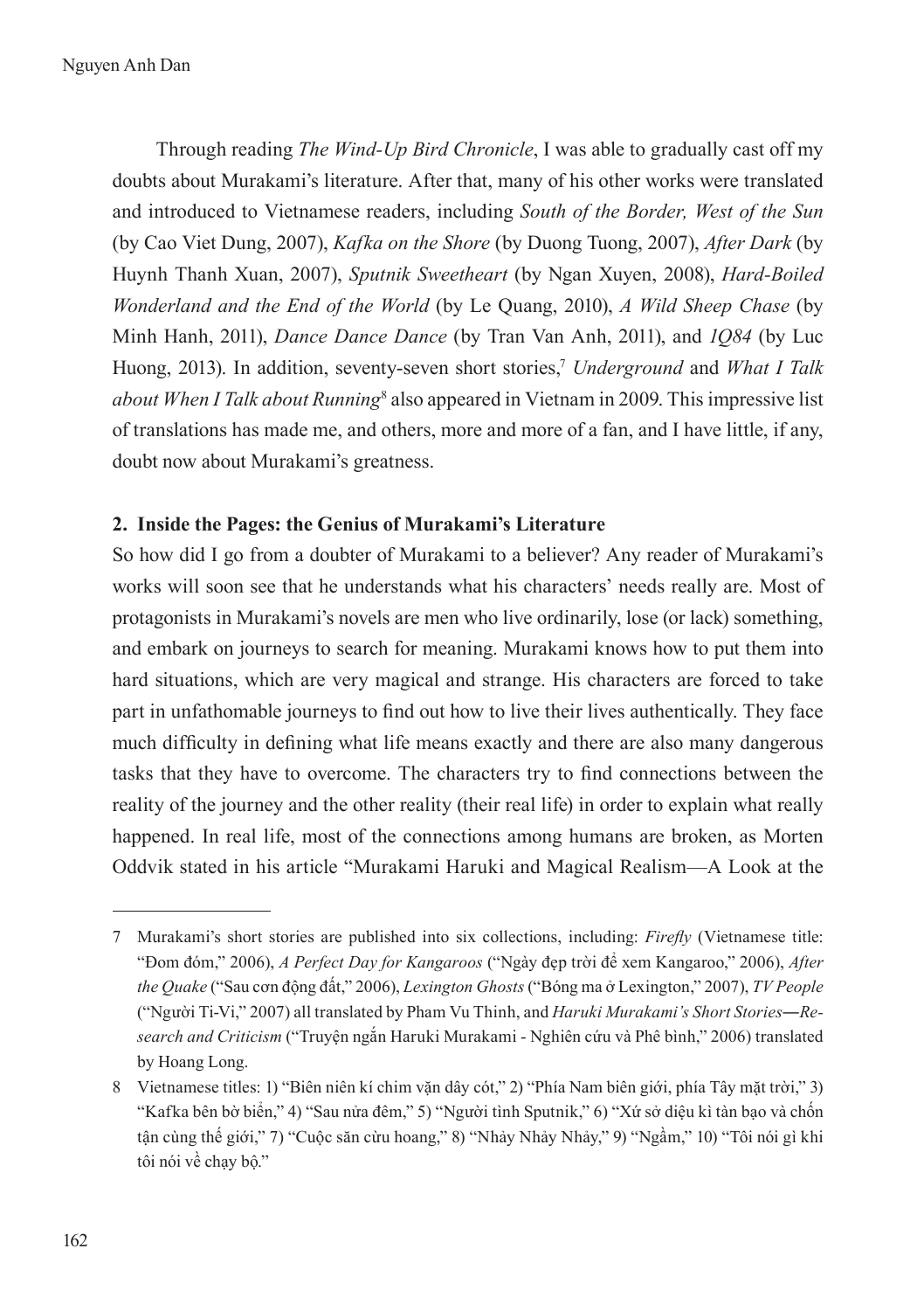Through reading *The Wind-Up Bird Chronicle*, I was able to gradually cast off my doubts about Murakami's literature. After that, many of his other works were translated and introduced to Vietnamese readers, including *South of the Border, West of the Sun* (by Cao Viet Dung, 2007), *Kafka on the Shore* (by Duong Tuong, 2007), *After Dark* (by Huynh Thanh Xuan, 2007), *Sputnik Sweetheart* (by Ngan Xuyen, 2008), *Hard-Boiled Wonderland and the End of the World* (by Le Quang, 2010), *A Wild Sheep Chase* (by Minh Hanh, 2011), *Dance Dance Dance* (by Tran Van Anh, 2011), and *1Q84* (by Luc Huong, 2013). In addition, seventy-seven short stories,[7] *Underground* and *What I Talk about When I Talk about Running*[8] also appeared in Vietnam in 2009. This impressive list of translations has made me, and others, more and more of a fan, and I have little, if any, doubt now about Murakami's greatness.

## 2. Inside the Pages: the Genius of Murakami's Literature

So how did I go from a doubter of Murakami to a believer? Any reader of Murakami's works will soon see that he understands what his characters' needs really are. Most of protagonists in Murakami's novels are men who live ordinarily, lose (or lack) something, and embark on journeys to search for meaning. Murakami knows how to put them into hard situations, which are very magical and strange. His characters are forced to take part in unfathomable journeys to find out how to live their lives authentically. They face much difficulty in defining what life means exactly and there are also many dangerous tasks that they have to overcome. The characters try to find connections between the reality of the journey and the other reality (their real life) in order to explain what really happened. In real life, most of the connections among humans are broken, as Morten Oddvik stated in his article "Murakami Haruki and Magical Realism—A Look at the

---

7 Murakami's short stories are published into six collections, including: *Firefly* (Vietnamese title: "Đom đóm," 2006), *A Perfect Day for Kangaroos* ("Ngày đẹp trời để xem Kangaroo," 2006), *After the Quake* ("Sau cơn động đất," 2006), *Lexington Ghosts* ("Bóng ma ở Lexington," 2007), *TV People* ("Người Ti-Vi," 2007) all translated by Pham Vu Thinh, and *Haruki Murakami's Short Stories―Research and Criticism* ("Truyện ngắn Haruki Murakami - Nghiên cứu và Phê bình," 2006) translated by Hoang Long.

8 Vietnamese titles: 1) "Biên niên kí chim vặn dây cót," 2) "Phía Nam biên giới, phía Tây mặt trời," 3) "Kafka bên bờ biển," 4) "Sau nửa đêm," 5) "Người tình Sputnik," 6) "Xứ sở diệu kì tàn bạo và chốn tận cùng thế giới," 7) "Cuộc săn cừu hoang," 8) "Nhảy Nhảy Nhảy," 9) "Ngầm," 10) "Tôi nói gì khi tôi nói về chạy bộ."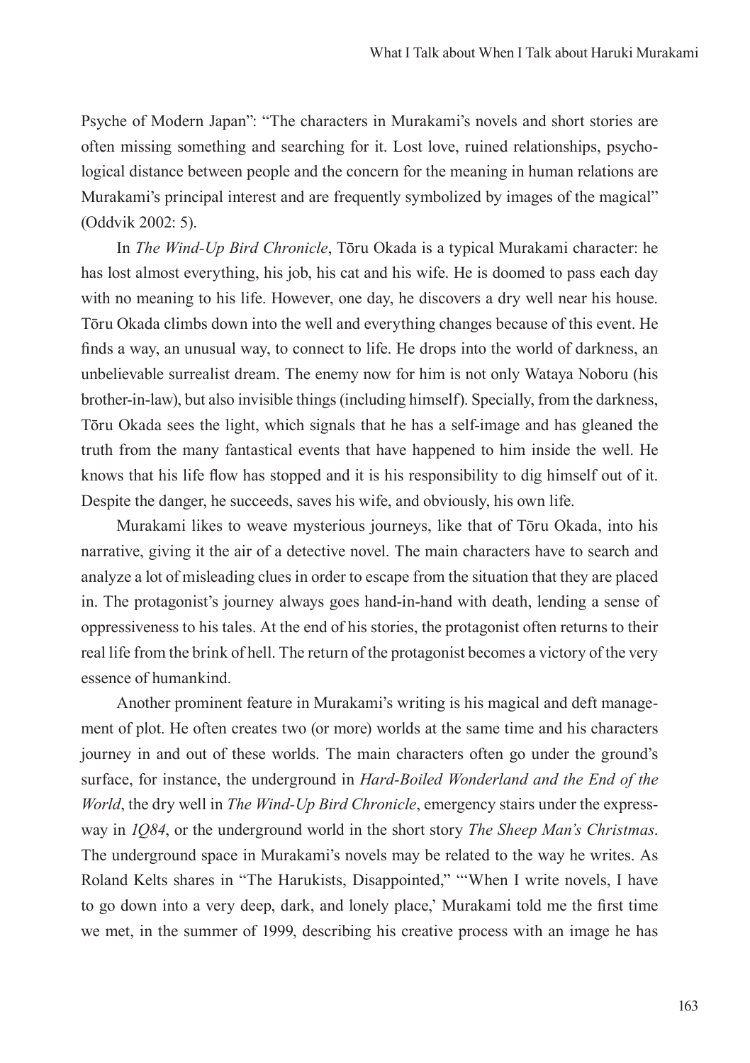Psyche of Modern Japan": "The characters in Murakami's novels and short stories are often missing something and searching for it. Lost love, ruined relationships, psychological distance between people and the concern for the meaning in human relations are Murakami's principal interest and are frequently symbolized by images of the magical" (Oddvik 2002: 5).

In *The Wind-Up Bird Chronicle*, Tōru Okada is a typical Murakami character: he has lost almost everything, his job, his cat and his wife. He is doomed to pass each day with no meaning to his life. However, one day, he discovers a dry well near his house. Tōru Okada climbs down into the well and everything changes because of this event. He finds a way, an unusual way, to connect to life. He drops into the world of darkness, an unbelievable surrealist dream. The enemy now for him is not only Wataya Noboru (his brother-in-law), but also invisible things (including himself). Specially, from the darkness, Tōru Okada sees the light, which signals that he has a self-image and has gleaned the truth from the many fantastical events that have happened to him inside the well. He knows that his life flow has stopped and it is his responsibility to dig himself out of it. Despite the danger, he succeeds, saves his wife, and obviously, his own life.

Murakami likes to weave mysterious journeys, like that of Tōru Okada, into his narrative, giving it the air of a detective novel. The main characters have to search and analyze a lot of misleading clues in order to escape from the situation that they are placed in. The protagonist's journey always goes hand-in-hand with death, lending a sense of oppressiveness to his tales. At the end of his stories, the protagonist often returns to their real life from the brink of hell. The return of the protagonist becomes a victory of the very essence of humankind.

Another prominent feature in Murakami's writing is his magical and deft management of plot. He often creates two (or more) worlds at the same time and his characters journey in and out of these worlds. The main characters often go under the ground's surface, for instance, the underground in *Hard-Boiled Wonderland and the End of the World*, the dry well in *The Wind-Up Bird Chronicle*, emergency stairs under the expressway in *1Q84*, or the underground world in the short story *The Sheep Man's Christmas*. The underground space in Murakami's novels may be related to the way he writes. As Roland Kelts shares in "The Harukists, Disappointed," "'When I write novels, I have to go down into a very deep, dark, and lonely place,' Murakami told me the first time we met, in the summer of 1999, describing his creative process with an image he has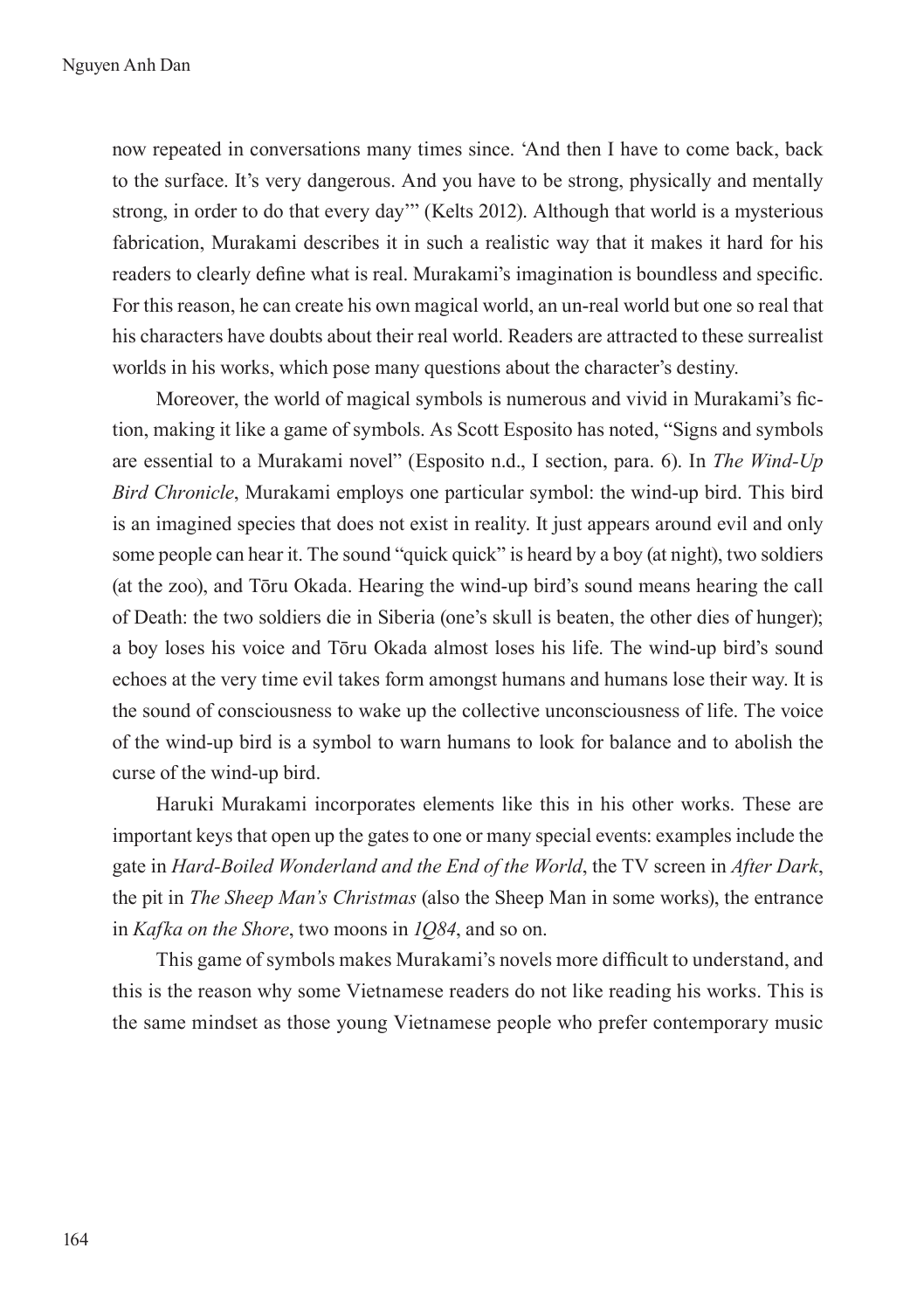now repeated in conversations many times since. 'And then I have to come back, back to the surface. It's very dangerous. And you have to be strong, physically and mentally strong, in order to do that every day'" (Kelts 2012). Although that world is a mysterious fabrication, Murakami describes it in such a realistic way that it makes it hard for his readers to clearly define what is real. Murakami's imagination is boundless and specific. For this reason, he can create his own magical world, an un-real world but one so real that his characters have doubts about their real world. Readers are attracted to these surrealist worlds in his works, which pose many questions about the character's destiny.

Moreover, the world of magical symbols is numerous and vivid in Murakami's fiction, making it like a game of symbols. As Scott Esposito has noted, "Signs and symbols are essential to a Murakami novel" (Esposito n.d., I section, para. 6). In *The Wind-Up Bird Chronicle*, Murakami employs one particular symbol: the wind-up bird. This bird is an imagined species that does not exist in reality. It just appears around evil and only some people can hear it. The sound "quick quick" is heard by a boy (at night), two soldiers (at the zoo), and Tōru Okada. Hearing the wind-up bird's sound means hearing the call of Death: the two soldiers die in Siberia (one's skull is beaten, the other dies of hunger); a boy loses his voice and Tōru Okada almost loses his life. The wind-up bird's sound echoes at the very time evil takes form amongst humans and humans lose their way. It is the sound of consciousness to wake up the collective unconsciousness of life. The voice of the wind-up bird is a symbol to warn humans to look for balance and to abolish the curse of the wind-up bird.

Haruki Murakami incorporates elements like this in his other works. These are important keys that open up the gates to one or many special events: examples include the gate in *Hard-Boiled Wonderland and the End of the World*, the TV screen in *After Dark*, the pit in *The Sheep Man's Christmas* (also the Sheep Man in some works), the entrance in *Kafka on the Shore*, two moons in *1Q84*, and so on.

This game of symbols makes Murakami's novels more difficult to understand, and this is the reason why some Vietnamese readers do not like reading his works. This is the same mindset as those young Vietnamese people who prefer contemporary music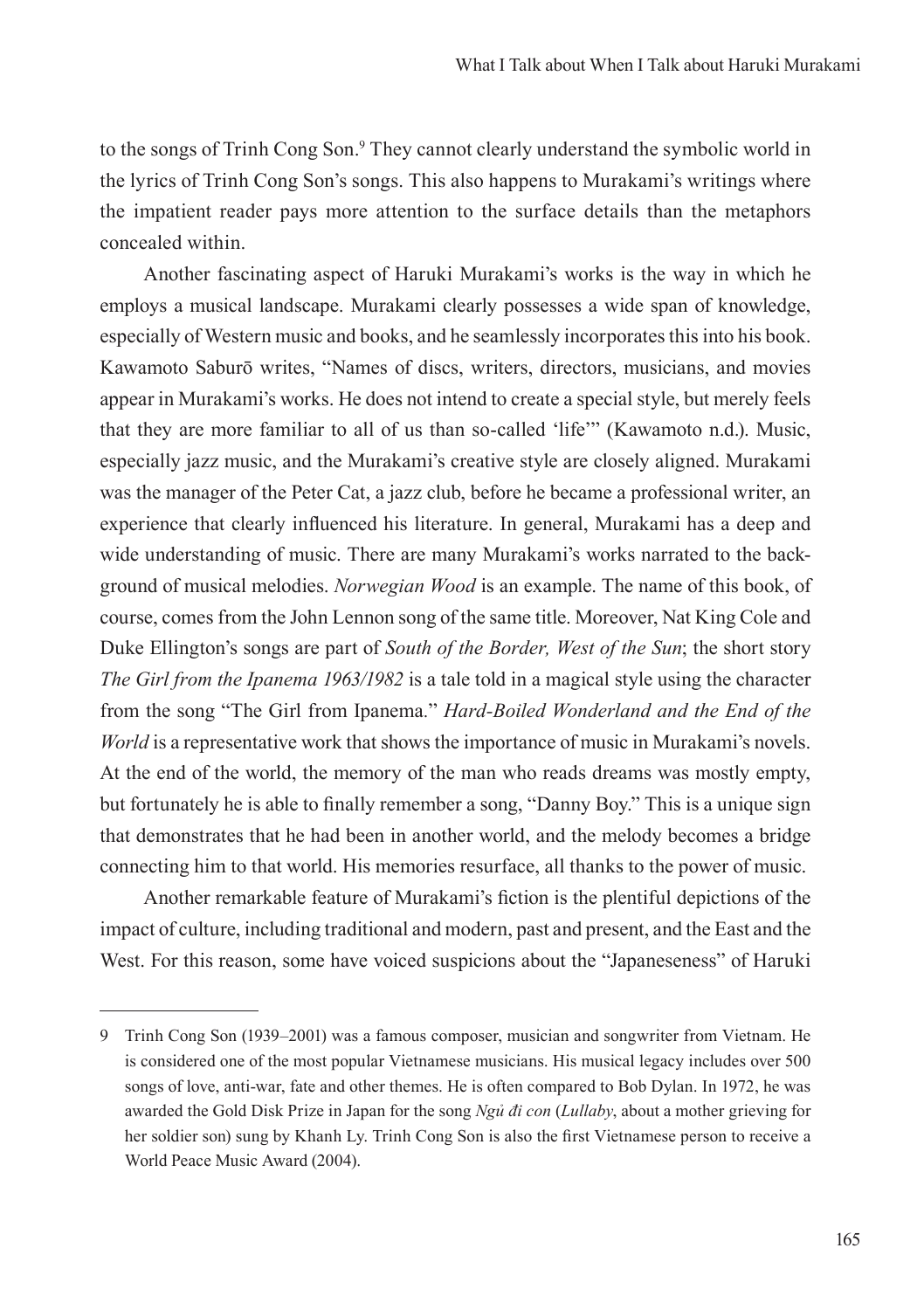to the songs of Trinh Cong Son.[9] They cannot clearly understand the symbolic world in the lyrics of Trinh Cong Son's songs. This also happens to Murakami's writings where the impatient reader pays more attention to the surface details than the metaphors concealed within.

Another fascinating aspect of Haruki Murakami's works is the way in which he employs a musical landscape. Murakami clearly possesses a wide span of knowledge, especially of Western music and books, and he seamlessly incorporates this into his book. Kawamoto Saburō writes, "Names of discs, writers, directors, musicians, and movies appear in Murakami's works. He does not intend to create a special style, but merely feels that they are more familiar to all of us than so-called 'life'" (Kawamoto n.d.). Music, especially jazz music, and the Murakami's creative style are closely aligned. Murakami was the manager of the Peter Cat, a jazz club, before he became a professional writer, an experience that clearly influenced his literature. In general, Murakami has a deep and wide understanding of music. There are many Murakami's works narrated to the background of musical melodies. *Norwegian Wood* is an example. The name of this book, of course, comes from the John Lennon song of the same title. Moreover, Nat King Cole and Duke Ellington's songs are part of *South of the Border, West of the Sun*; the short story *The Girl from the Ipanema 1963/1982* is a tale told in a magical style using the character from the song "The Girl from Ipanema." *Hard-Boiled Wonderland and the End of the World* is a representative work that shows the importance of music in Murakami's novels. At the end of the world, the memory of the man who reads dreams was mostly empty, but fortunately he is able to finally remember a song, "Danny Boy." This is a unique sign that demonstrates that he had been in another world, and the melody becomes a bridge connecting him to that world. His memories resurface, all thanks to the power of music.

Another remarkable feature of Murakami's fiction is the plentiful depictions of the impact of culture, including traditional and modern, past and present, and the East and the West. For this reason, some have voiced suspicions about the "Japaneseness" of Haruki

---

9 Trinh Cong Son (1939–2001) was a famous composer, musician and songwriter from Vietnam. He is considered one of the most popular Vietnamese musicians. His musical legacy includes over 500 songs of love, anti-war, fate and other themes. He is often compared to Bob Dylan. In 1972, he was awarded the Gold Disk Prize in Japan for the song *Ngủ đi con* (*Lullaby*, about a mother grieving for her soldier son) sung by Khanh Ly. Trinh Cong Son is also the first Vietnamese person to receive a World Peace Music Award (2004).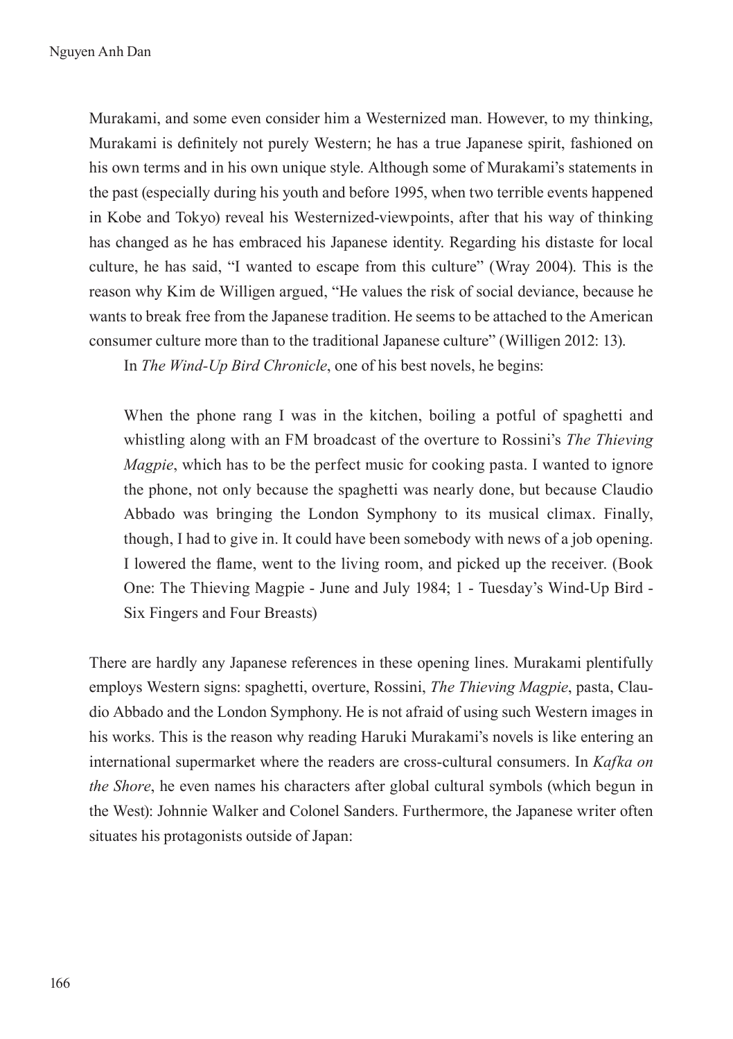Murakami, and some even consider him a Westernized man. However, to my thinking, Murakami is definitely not purely Western; he has a true Japanese spirit, fashioned on his own terms and in his own unique style. Although some of Murakami's statements in the past (especially during his youth and before 1995, when two terrible events happened in Kobe and Tokyo) reveal his Westernized-viewpoints, after that his way of thinking has changed as he has embraced his Japanese identity. Regarding his distaste for local culture, he has said, "I wanted to escape from this culture" (Wray 2004). This is the reason why Kim de Willigen argued, "He values the risk of social deviance, because he wants to break free from the Japanese tradition. He seems to be attached to the American consumer culture more than to the traditional Japanese culture" (Willigen 2012: 13).

In *The Wind-Up Bird Chronicle*, one of his best novels, he begins:

> When the phone rang I was in the kitchen, boiling a potful of spaghetti and whistling along with an FM broadcast of the overture to Rossini's *The Thieving Magpie*, which has to be the perfect music for cooking pasta. I wanted to ignore the phone, not only because the spaghetti was nearly done, but because Claudio Abbado was bringing the London Symphony to its musical climax. Finally, though, I had to give in. It could have been somebody with news of a job opening. I lowered the flame, went to the living room, and picked up the receiver. (Book One: The Thieving Magpie - June and July 1984; 1 - Tuesday's Wind-Up Bird - Six Fingers and Four Breasts)

There are hardly any Japanese references in these opening lines. Murakami plentifully employs Western signs: spaghetti, overture, Rossini, *The Thieving Magpie*, pasta, Claudio Abbado and the London Symphony. He is not afraid of using such Western images in his works. This is the reason why reading Haruki Murakami's novels is like entering an international supermarket where the readers are cross-cultural consumers. In *Kafka on the Shore*, he even names his characters after global cultural symbols (which begun in the West): Johnnie Walker and Colonel Sanders. Furthermore, the Japanese writer often situates his protagonists outside of Japan: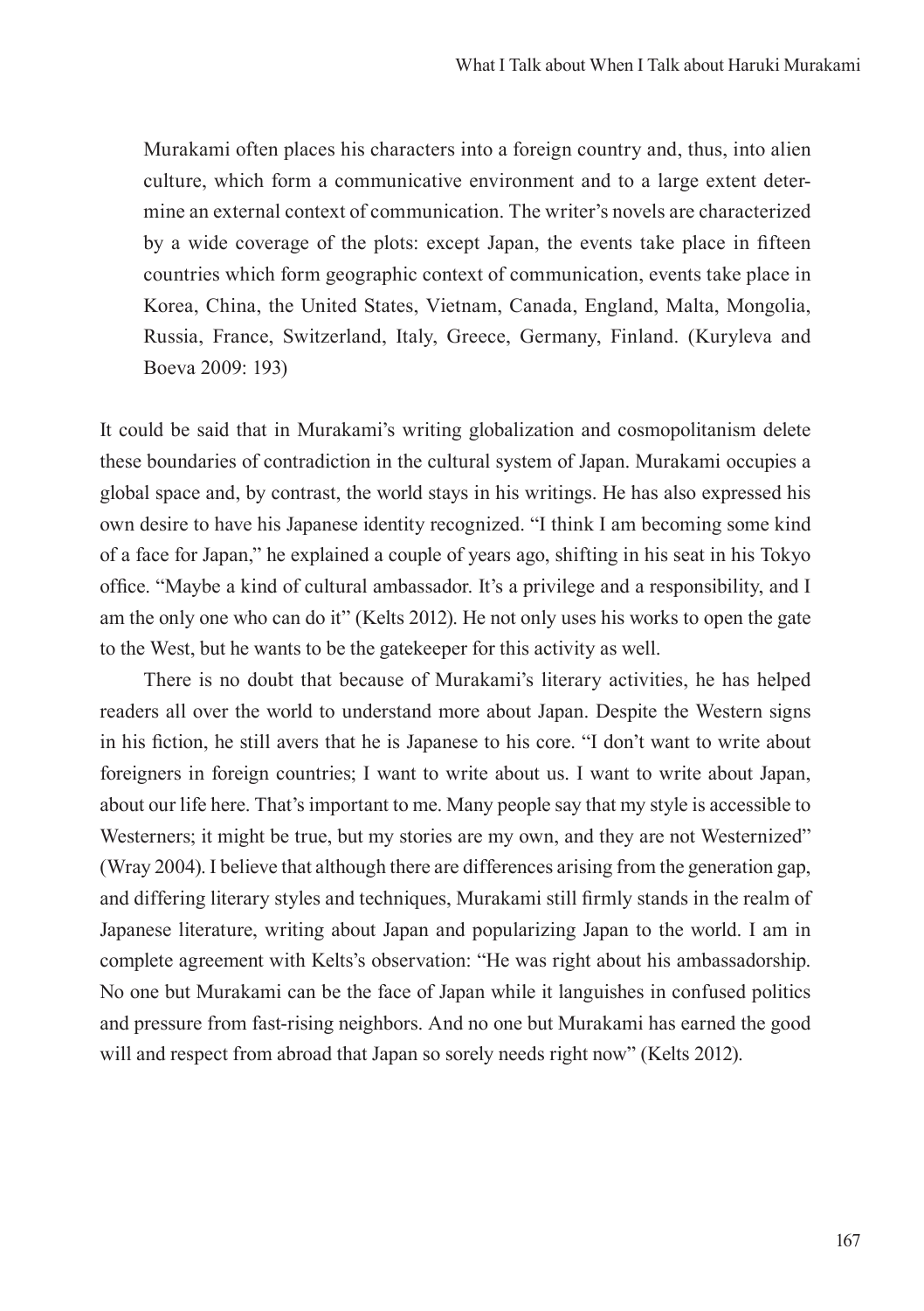> Murakami often places his characters into a foreign country and, thus, into alien culture, which form a communicative environment and to a large extent determine an external context of communication. The writer's novels are characterized by a wide coverage of the plots: except Japan, the events take place in fifteen countries which form geographic context of communication, events take place in Korea, China, the United States, Vietnam, Canada, England, Malta, Mongolia, Russia, France, Switzerland, Italy, Greece, Germany, Finland. (Kuryleva and Boeva 2009: 193)

It could be said that in Murakami's writing globalization and cosmopolitanism delete these boundaries of contradiction in the cultural system of Japan. Murakami occupies a global space and, by contrast, the world stays in his writings. He has also expressed his own desire to have his Japanese identity recognized. "I think I am becoming some kind of a face for Japan," he explained a couple of years ago, shifting in his seat in his Tokyo office. "Maybe a kind of cultural ambassador. It's a privilege and a responsibility, and I am the only one who can do it" (Kelts 2012). He not only uses his works to open the gate to the West, but he wants to be the gatekeeper for this activity as well.

There is no doubt that because of Murakami's literary activities, he has helped readers all over the world to understand more about Japan. Despite the Western signs in his fiction, he still avers that he is Japanese to his core. "I don't want to write about foreigners in foreign countries; I want to write about us. I want to write about Japan, about our life here. That's important to me. Many people say that my style is accessible to Westerners; it might be true, but my stories are my own, and they are not Westernized" (Wray 2004). I believe that although there are differences arising from the generation gap, and differing literary styles and techniques, Murakami still firmly stands in the realm of Japanese literature, writing about Japan and popularizing Japan to the world. I am in complete agreement with Kelts's observation: "He was right about his ambassadorship. No one but Murakami can be the face of Japan while it languishes in confused politics and pressure from fast-rising neighbors. And no one but Murakami has earned the good will and respect from abroad that Japan so sorely needs right now" (Kelts 2012).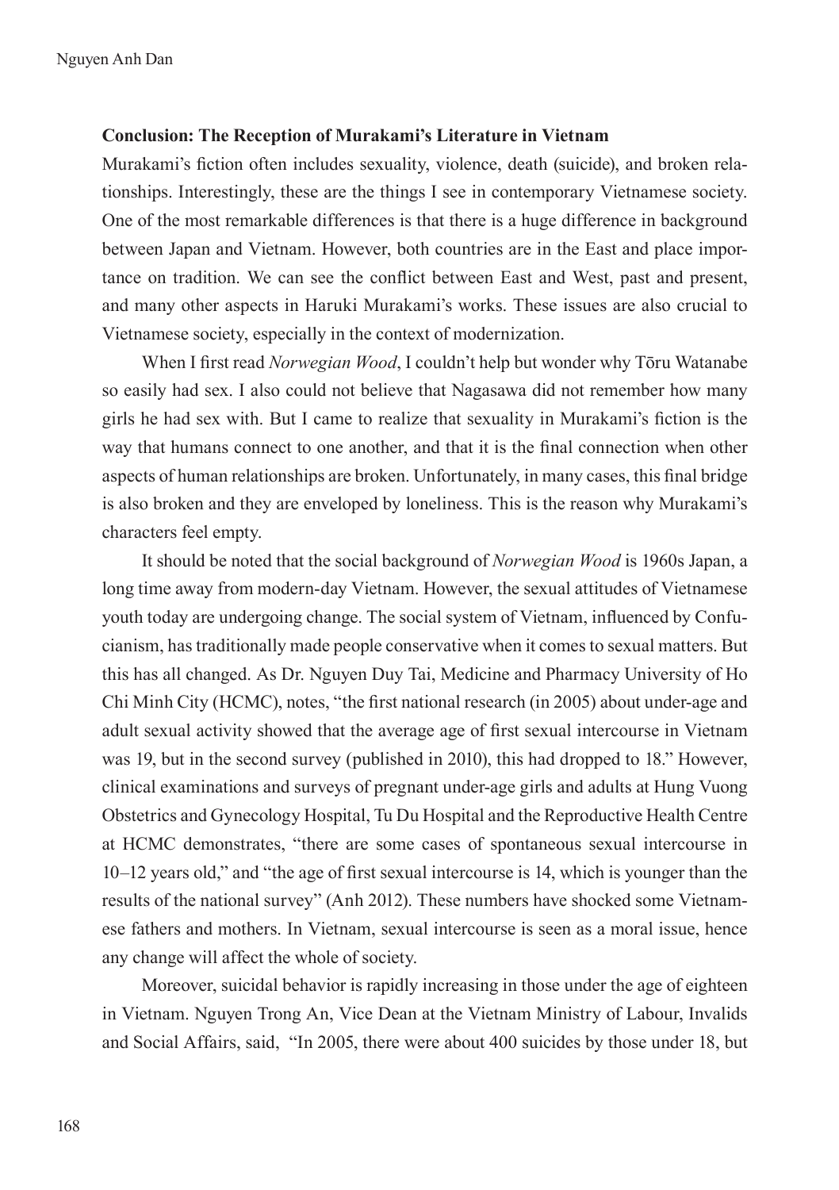**Conclusion: The Reception of Murakami's Literature in Vietnam**

Murakami's fiction often includes sexuality, violence, death (suicide), and broken relationships. Interestingly, these are the things I see in contemporary Vietnamese society. One of the most remarkable differences is that there is a huge difference in background between Japan and Vietnam. However, both countries are in the East and place importance on tradition. We can see the conflict between East and West, past and present, and many other aspects in Haruki Murakami's works. These issues are also crucial to Vietnamese society, especially in the context of modernization.

When I first read *Norwegian Wood*, I couldn't help but wonder why Tōru Watanabe so easily had sex. I also could not believe that Nagasawa did not remember how many girls he had sex with. But I came to realize that sexuality in Murakami's fiction is the way that humans connect to one another, and that it is the final connection when other aspects of human relationships are broken. Unfortunately, in many cases, this final bridge is also broken and they are enveloped by loneliness. This is the reason why Murakami's characters feel empty.

It should be noted that the social background of *Norwegian Wood* is 1960s Japan, a long time away from modern-day Vietnam. However, the sexual attitudes of Vietnamese youth today are undergoing change. The social system of Vietnam, influenced by Confucianism, has traditionally made people conservative when it comes to sexual matters. But this has all changed. As Dr. Nguyen Duy Tai, Medicine and Pharmacy University of Ho Chi Minh City (HCMC), notes, "the first national research (in 2005) about under-age and adult sexual activity showed that the average age of first sexual intercourse in Vietnam was 19, but in the second survey (published in 2010), this had dropped to 18." However, clinical examinations and surveys of pregnant under-age girls and adults at Hung Vuong Obstetrics and Gynecology Hospital, Tu Du Hospital and the Reproductive Health Centre at HCMC demonstrates, "there are some cases of spontaneous sexual intercourse in 10–12 years old," and "the age of first sexual intercourse is 14, which is younger than the results of the national survey" (Anh 2012). These numbers have shocked some Vietnamese fathers and mothers. In Vietnam, sexual intercourse is seen as a moral issue, hence any change will affect the whole of society.

Moreover, suicidal behavior is rapidly increasing in those under the age of eighteen in Vietnam. Nguyen Trong An, Vice Dean at the Vietnam Ministry of Labour, Invalids and Social Affairs, said, "In 2005, there were about 400 suicides by those under 18, but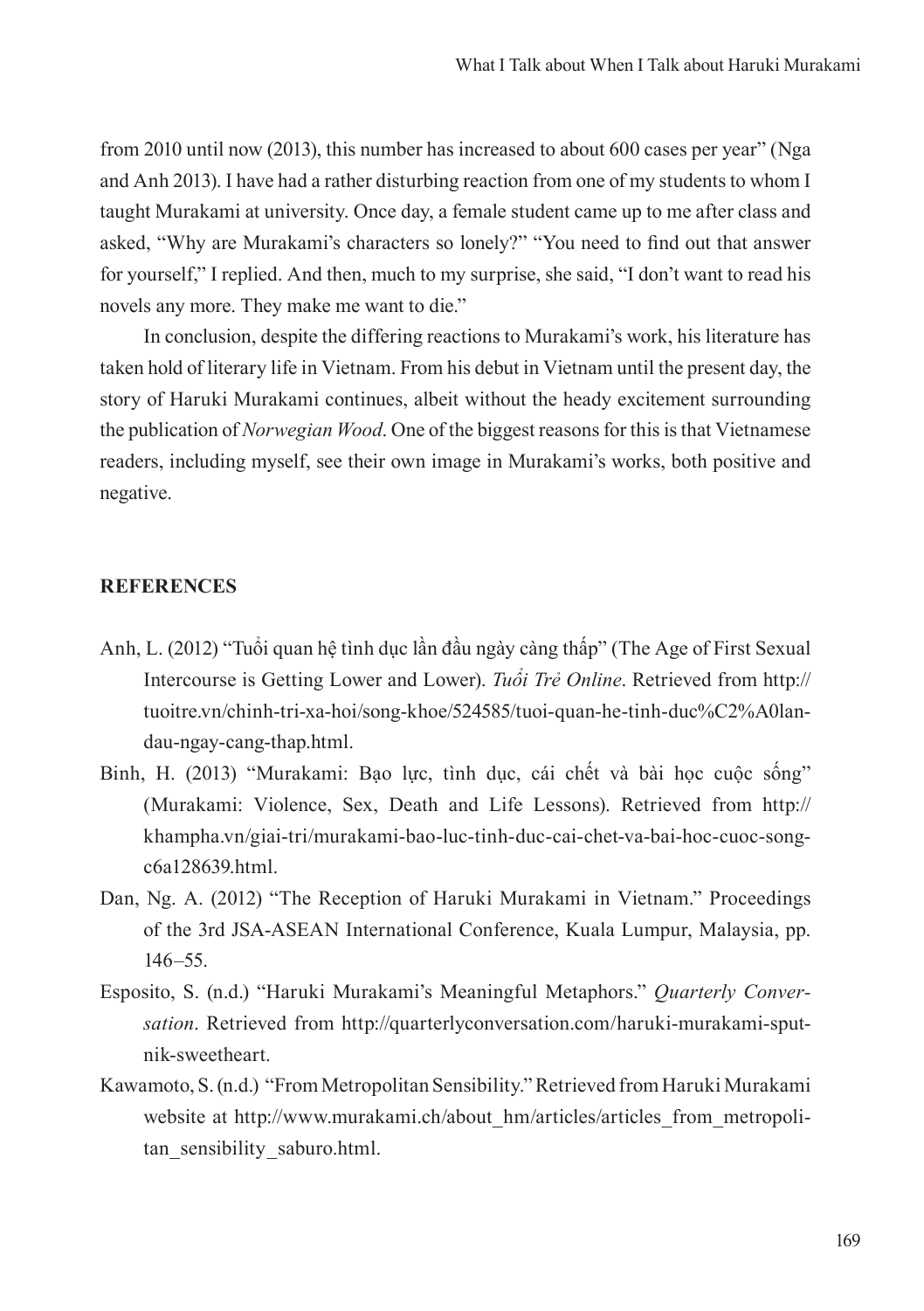from 2010 until now (2013), this number has increased to about 600 cases per year" (Nga and Anh 2013). I have had a rather disturbing reaction from one of my students to whom I taught Murakami at university. Once day, a female student came up to me after class and asked, "Why are Murakami's characters so lonely?" "You need to find out that answer for yourself," I replied. And then, much to my surprise, she said, "I don't want to read his novels any more. They make me want to die."

In conclusion, despite the differing reactions to Murakami's work, his literature has taken hold of literary life in Vietnam. From his debut in Vietnam until the present day, the story of Haruki Murakami continues, albeit without the heady excitement surrounding the publication of *Norwegian Wood*. One of the biggest reasons for this is that Vietnamese readers, including myself, see their own image in Murakami's works, both positive and negative.

## REFERENCES

Anh, L. (2012) "Tuổi quan hệ tình dục lần đầu ngày càng thấp" (The Age of First Sexual Intercourse is Getting Lower and Lower). *Tuổi Trẻ Online*. Retrieved from http://tuoitre.vn/chinh-tri-xa-hoi/song-khoe/524585/tuoi-quan-he-tinh-duc%C2%A0lan-dau-ngay-cang-thap.html.

Binh, H. (2013) "Murakami: Bạo lực, tình dục, cái chết và bài học cuộc sống" (Murakami: Violence, Sex, Death and Life Lessons). Retrieved from http://khampha.vn/giai-tri/murakami-bao-luc-tinh-duc-cai-chet-va-bai-hoc-cuoc-song-c6a128639.html.

Dan, Ng. A. (2012) "The Reception of Haruki Murakami in Vietnam." Proceedings of the 3rd JSA-ASEAN International Conference, Kuala Lumpur, Malaysia, pp. 146–55.

Esposito, S. (n.d.) "Haruki Murakami's Meaningful Metaphors." *Quarterly Conversation*. Retrieved from http://quarterlyconversation.com/haruki-murakami-sputnik-sweetheart.

Kawamoto, S. (n.d.) "From Metropolitan Sensibility." Retrieved from Haruki Murakami website at http://www.murakami.ch/about_hm/articles/articles_from_metropolitan_sensibility_saburo.html.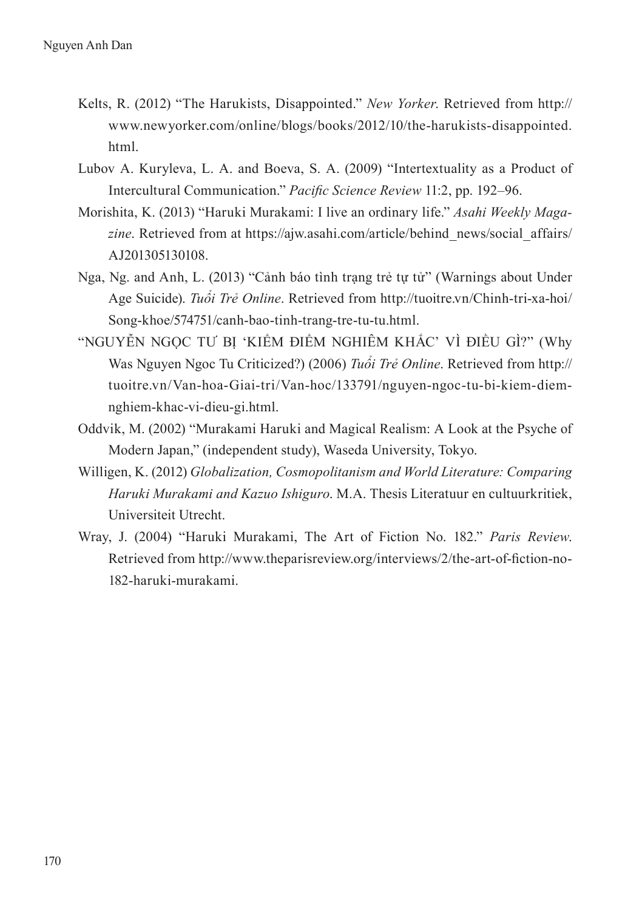Kelts, R. (2012) “The Harukists, Disappointed.” *New Yorker*. Retrieved from http://www.newyorker.com/online/blogs/books/2012/10/the-harukists-disappointed.html.

Lubov A. Kuryleva, L. A. and Boeva, S. A. (2009) “Intertextuality as a Product of Intercultural Communication.” *Pacific Science Review* 11:2, pp. 192–96.

Morishita, K. (2013) “Haruki Murakami: I live an ordinary life.” *Asahi Weekly Magazine*. Retrieved from at https://ajw.asahi.com/article/behind_news/social_affairs/AJ201305130108.

Nga, Ng. and Anh, L. (2013) “Cảnh báo tình trạng trẻ tự tử” (Warnings about Under Age Suicide). *Tuổi Trẻ Online*. Retrieved from http://tuoitre.vn/Chinh-tri-xa-hoi/Song-khoe/574751/canh-bao-tinh-trang-tre-tu-tu.html.

“NGUYỄN NGỌC TƯ BỊ ‘KIỂM ĐIỂM NGHIÊM KHẮC’ VÌ ĐIỀU GÌ?” (Why Was Nguyen Ngoc Tu Criticized?) (2006) *Tuổi Trẻ Online*. Retrieved from http://tuoitre.vn/Van-hoa-Giai-tri/Van-hoc/133791/nguyen-ngoc-tu-bi-kiem-diem-nghiem-khac-vi-dieu-gi.html.

Oddvik, M. (2002) “Murakami Haruki and Magical Realism: A Look at the Psyche of Modern Japan,” (independent study), Waseda University, Tokyo.

Willigen, K. (2012) *Globalization, Cosmopolitanism and World Literature: Comparing Haruki Murakami and Kazuo Ishiguro*. M.A. Thesis Literatuur en cultuurkritiek, Universiteit Utrecht.

Wray, J. (2004) “Haruki Murakami, The Art of Fiction No. 182.” *Paris Review*. Retrieved from http://www.theparisreview.org/interviews/2/the-art-of-fiction-no-182-haruki-murakami.